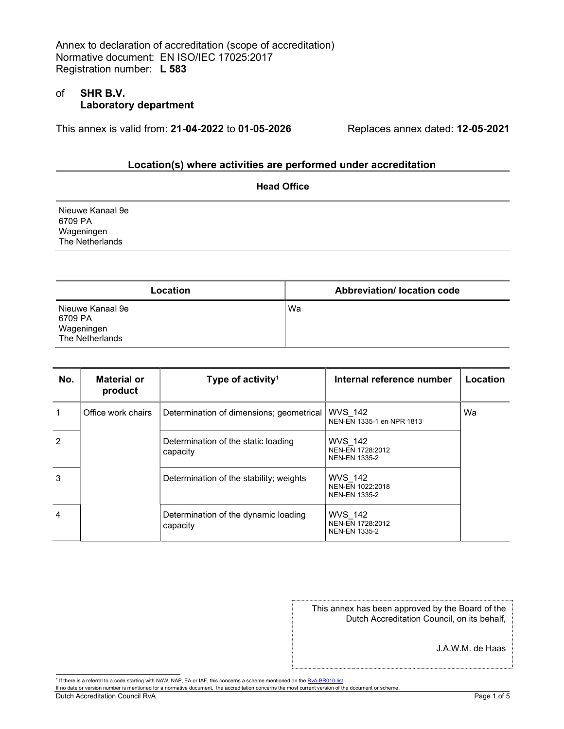Annex to declaration of accreditation (scope of accreditation)
Normative document: EN ISO/IEC 17025:2017
Registration number: **L 583**

of **SHR B.V.**
**Laboratory department**

This annex is valid from: **21-04-2022** to **01-05-2026** Replaces annex dated: **12-05-2021**

## Location(s) where activities are performed under accreditation

| Head Office |
|---|
| Nieuwe Kanaal 9e<br>6709 PA<br>Wageningen<br>The Netherlands |

| Location | Abbreviation/ location code |
|---|---|
| Nieuwe Kanaal 9e<br>6709 PA<br>Wageningen<br>The Netherlands | Wa |

| No. | Material or product | Type of activity[1] | Internal reference number | Location |
|---|---|---|---|---|
| 1 | Office work chairs | Determination of dimensions; geometrical | WVS_142<br>NEN-EN 1335-1 en NPR 1813 | Wa |
| 2 | | Determination of the static loading capacity | WVS_142<br>NEN-EN 1728:2012<br>NEN-EN 1335-2 | |
| 3 | | Determination of the stability; weights | WVS_142<br>NEN-EN 1022:2018<br>NEN-EN 1335-2 | |
| 4 | | Determination of the dynamic loading capacity | WVS_142<br>NEN-EN 1728:2012<br>NEN-EN 1335-2 | |

This annex has been approved by the Board of the Dutch Accreditation Council, on its behalf,

J.A.W.M. de Haas

[1] If there is a referral to a code starting with NAW, NAP, EA or IAF, this concerns a scheme mentioned on the RvA-BR010-list.
If no date or version number is mentioned for a normative document, the accreditation concerns the most current version of the document or scheme.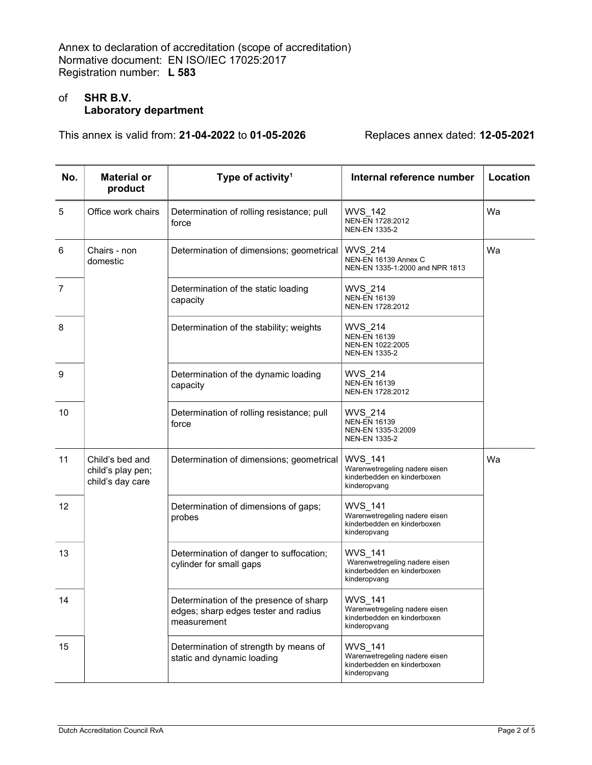Annex to declaration of accreditation (scope of accreditation)
Normative document: EN ISO/IEC 17025:2017
Registration number: **L 583**

of **SHR B.V.**
**Laboratory department**

This annex is valid from: **21-04-2022** to **01-05-2026** Replaces annex dated: **12-05-2021**

| No. | Material or product | Type of activity[1] | Internal reference number | Location |
|---|---|---|---|---|
| 5 | Office work chairs | Determination of rolling resistance; pull force | WVS_142<br>NEN-EN 1728:2012<br>NEN-EN 1335-2 | Wa |
| 6 | Chairs - non domestic | Determination of dimensions; geometrical | WVS_214<br>NEN-EN 16139 Annex C<br>NEN-EN 1335-1:2000 and NPR 1813 | Wa |
| 7 | | Determination of the static loading capacity | WVS_214<br>NEN-EN 16139<br>NEN-EN 1728:2012 | |
| 8 | | Determination of the stability; weights | WVS_214<br>NEN-EN 16139<br>NEN-EN 1022:2005<br>NEN-EN 1335-2 | |
| 9 | | Determination of the dynamic loading capacity | WVS_214<br>NEN-EN 16139<br>NEN-EN 1728:2012 | |
| 10 | | Determination of rolling resistance; pull force | WVS_214<br>NEN-EN 16139<br>NEN-EN 1335-3:2009<br>NEN-EN 1335-2 | |
| 11 | Child's bed and child's play pen; child's day care | Determination of dimensions; geometrical | WVS_141<br>Warenwetregeling nadere eisen kinderbedden en kinderboxen kinderopvang | Wa |
| 12 | | Determination of dimensions of gaps; probes | WVS_141<br>Warenwetregeling nadere eisen kinderbedden en kinderboxen kinderopvang | |
| 13 | | Determination of danger to suffocation; cylinder for small gaps | WVS_141<br>Warenwetregeling nadere eisen kinderbedden en kinderboxen kinderopvang | |
| 14 | | Determination of the presence of sharp edges; sharp edges tester and radius measurement | WVS_141<br>Warenwetregeling nadere eisen kinderbedden en kinderboxen kinderopvang | |
| 15 | | Determination of strength by means of static and dynamic loading | WVS_141<br>Warenwetregeling nadere eisen kinderbedden en kinderboxen kinderopvang | |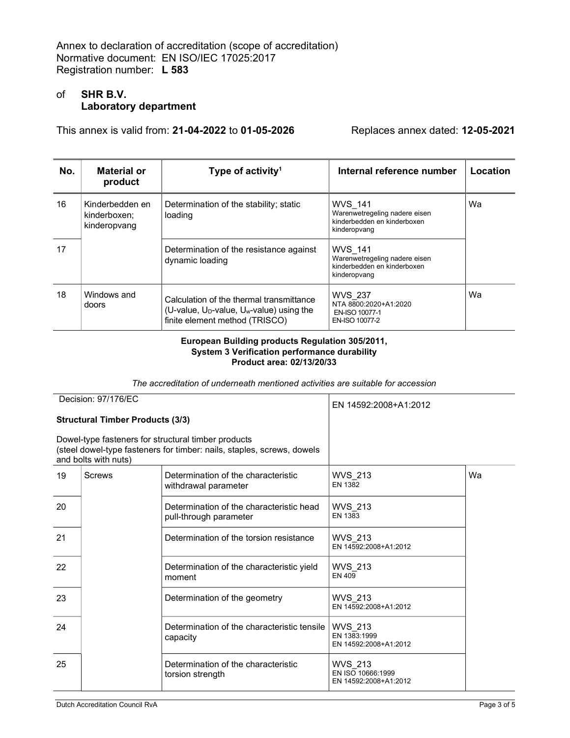Annex to declaration of accreditation (scope of accreditation)
Normative document: EN ISO/IEC 17025:2017
Registration number: **L 583**

of **SHR B.V.**
**Laboratory department**

This annex is valid from: **21-04-2022** to **01-05-2026** Replaces annex dated: **12-05-2021**

| No. | Material or product | Type of activity[1] | Internal reference number | Location |
|---|---|---|---|---|
| 16 | Kinderbedden en kinderboxen; kinderopvang | Determination of the stability; static loading | WVS_141 Warenwetregeling nadere eisen kinderbedden en kinderboxen kinderopvang | Wa |
| 17 | | Determination of the resistance against dynamic loading | WVS_141 Warenwetregeling nadere eisen kinderbedden en kinderboxen kinderopvang | |
| 18 | Windows and doors | Calculation of the thermal transmittance (U-value, $U_D$-value, $U_w$-value) using the finite element method (TRISCO) | WVS_237 NTA 8800:2020+A1:2020 EN-ISO 10077-1 EN-ISO 10077-2 | Wa |

**European Building products Regulation 305/2011,**
**System 3 Verification performance durability**
**Product area: 02/13/20/33**

*The accreditation of underneath mentioned activities are suitable for accession*

Decision: 97/176/EC

**Structural Timber Products (3/3)**

Dowel-type fasteners for structural timber products
(steel dowel-type fasteners for timber: nails, staples, screws, dowels and bolts with nuts)

EN 14592:2008+A1:2012

| No. | Material or product | Type of activity[1] | Internal reference number | Location |
|---|---|---|---|---|
| 19 | Screws | Determination of the characteristic withdrawal parameter | WVS_213 EN 1382 | Wa |
| 20 | | Determination of the characteristic head pull-through parameter | WVS_213 EN 1383 | |
| 21 | | Determination of the torsion resistance | WVS_213 EN 14592:2008+A1:2012 | |
| 22 | | Determination of the characteristic yield moment | WVS_213 EN 409 | |
| 23 | | Determination of the geometry | WVS_213 EN 14592:2008+A1:2012 | |
| 24 | | Determination of the characteristic tensile capacity | WVS_213 EN 1383:1999 EN 14592:2008+A1:2012 | |
| 25 | | Determination of the characteristic torsion strength | WVS_213 EN ISO 10666:1999 EN 14592:2008+A1:2012 | |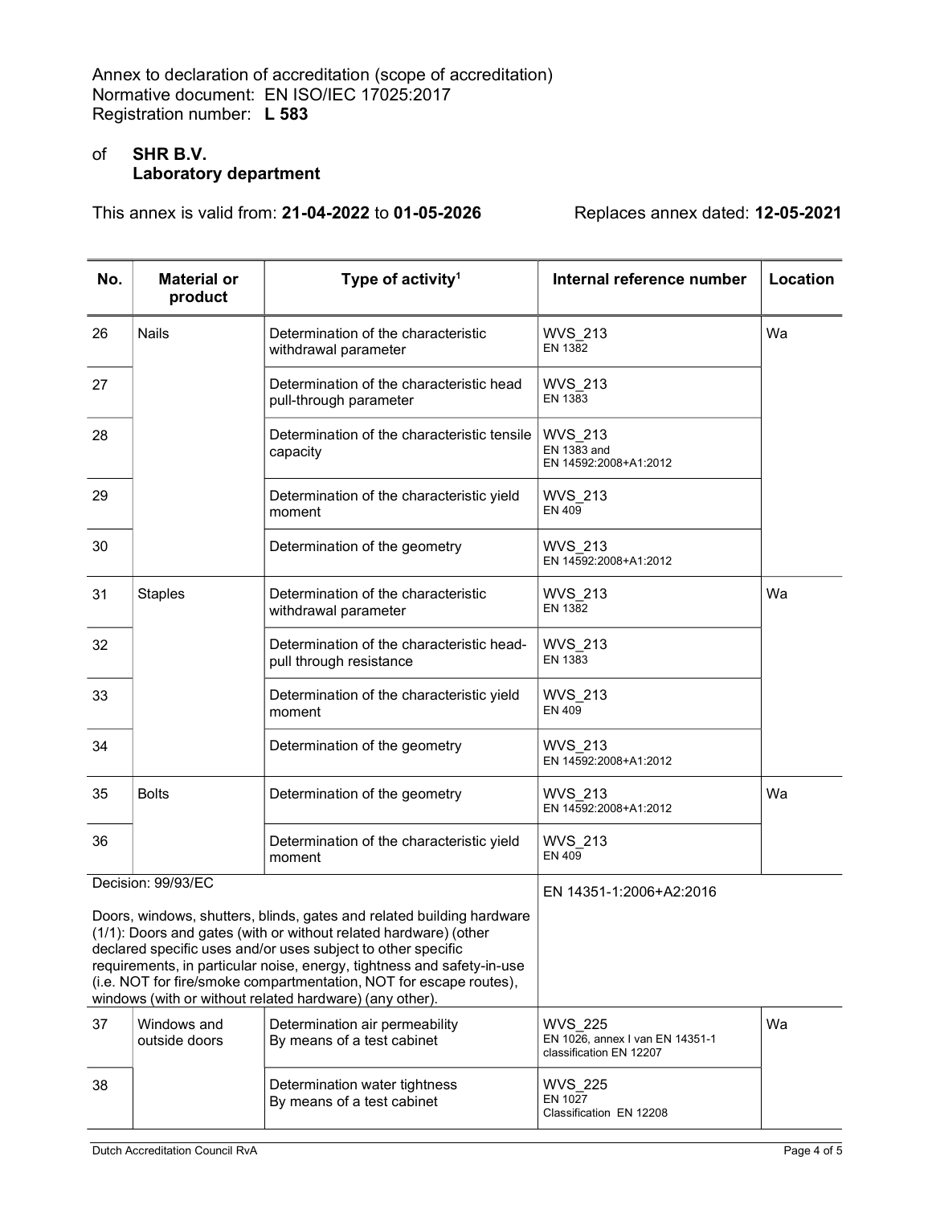Annex to declaration of accreditation (scope of accreditation)
Normative document: EN ISO/IEC 17025:2017
Registration number: **L 583**

of **SHR B.V.**
**Laboratory department**

This annex is valid from: **21-04-2022** to **01-05-2026** Replaces annex dated: **12-05-2021**

| No. | Material or product | Type of activity[1] | Internal reference number | Location |
|---|---|---|---|---|
| 26 | Nails | Determination of the characteristic withdrawal parameter | WVS_213<br>EN 1382 | Wa |
| 27 | | Determination of the characteristic head pull-through parameter | WVS_213<br>EN 1383 | |
| 28 | | Determination of the characteristic tensile capacity | WVS_213<br>EN 1383 and<br>EN 14592:2008+A1:2012 | |
| 29 | | Determination of the characteristic yield moment | WVS_213<br>EN 409 | |
| 30 | | Determination of the geometry | WVS_213<br>EN 14592:2008+A1:2012 | |
| 31 | Staples | Determination of the characteristic withdrawal parameter | WVS_213<br>EN 1382 | Wa |
| 32 | | Determination of the characteristic head-pull through resistance | WVS_213<br>EN 1383 | |
| 33 | | Determination of the characteristic yield moment | WVS_213<br>EN 409 | |
| 34 | | Determination of the geometry | WVS_213<br>EN 14592:2008+A1:2012 | |
| 35 | Bolts | Determination of the geometry | WVS_213<br>EN 14592:2008+A1:2012 | Wa |
| 36 | | Determination of the characteristic yield moment | WVS_213<br>EN 409 | |
| Decision: 99/93/EC<br><br>Doors, windows, shutters, blinds, gates and related building hardware (1/1): Doors and gates (with or without related hardware) (other declared specific uses and/or uses subject to other specific requirements, in particular noise, energy, tightness and safety-in-use (i.e. NOT for fire/smoke compartmentation, NOT for escape routes), windows (with or without related hardware) (any other). | | | EN 14351-1:2006+A2:2016 | |
| 37 | Windows and outside doors | Determination air permeability By means of a test cabinet | WVS_225<br>EN 1026, annex I van EN 14351-1<br>classification EN 12207 | Wa |
| 38 | | Determination water tightness By means of a test cabinet | WVS_225<br>EN 1027<br>Classification EN 12208 | |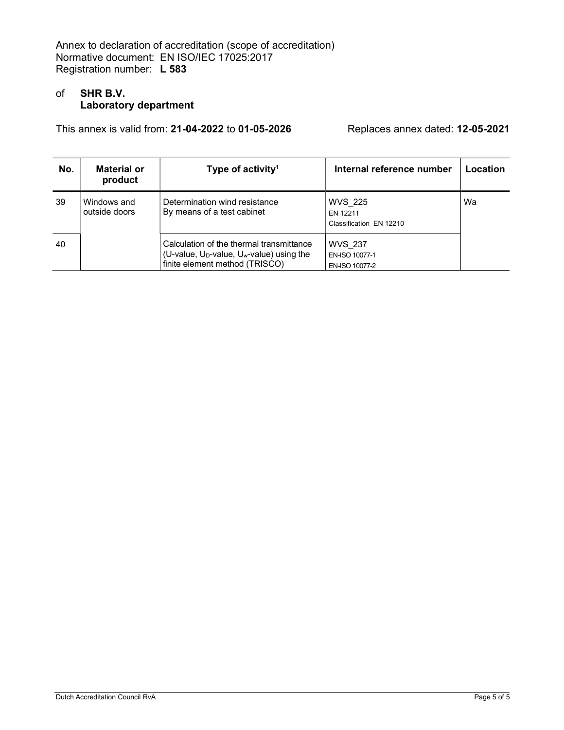Annex to declaration of accreditation (scope of accreditation)
Normative document: EN ISO/IEC 17025:2017
Registration number: **L 583**

of **SHR B.V.**
**Laboratory department**

This annex is valid from: **21-04-2022** to **01-05-2026** Replaces annex dated: **12-05-2021**

| No. | Material or product | Type of activity[1] | Internal reference number | Location |
|---|---|---|---|---|
| 39 | Windows and outside doors | Determination wind resistance By means of a test cabinet | WVS_225 EN 12211 Classification EN 12210 | Wa |
| 40 | | Calculation of the thermal transmittance (U-value, $U_D$-value, $U_w$-value) using the finite element method (TRISCO) | WVS_237 EN-ISO 10077-1 EN-ISO 10077-2 | |